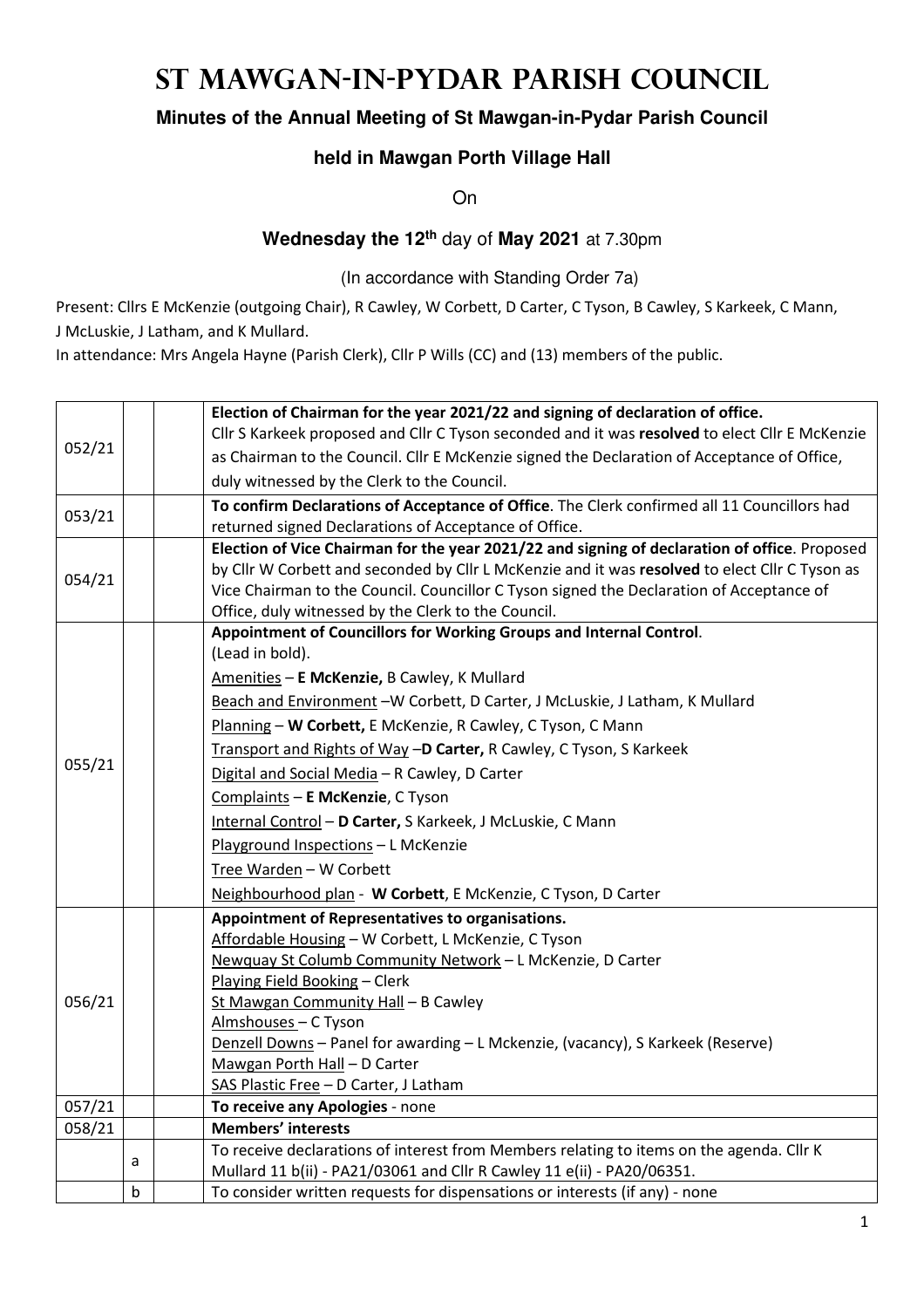# St Mawgan-in-Pydar Parish Council

**Minutes of the Annual Meeting of St Mawgan-in-Pydar Parish Council**

**held in Mawgan Porth Village Hall**

On

**Wednesday the 12th** day of **May 2021** at 7.30pm

(In accordance with Standing Order 7a)

Present: Cllrs E McKenzie (outgoing Chair), R Cawley, W Corbett, D Carter, C Tyson, B Cawley, S Karkeek, C Mann, J McLuskie, J Latham, and K Mullard.

In attendance: Mrs Angela Hayne (Parish Clerk), Cllr P Wills (CC) and (13) members of the public.

| | | | |
|---|---|---|---|
| 052/21 | | | **Election of Chairman for the year 2021/22 and signing of declaration of office.** Cllr S Karkeek proposed and Cllr C Tyson seconded and it was **resolved** to elect Cllr E McKenzie as Chairman to the Council. Cllr E McKenzie signed the Declaration of Acceptance of Office, duly witnessed by the Clerk to the Council. |
| 053/21 | | | **To confirm Declarations of Acceptance of Office**. The Clerk confirmed all 11 Councillors had returned signed Declarations of Acceptance of Office. |
| 054/21 | | | **Election of Vice Chairman for the year 2021/22 and signing of declaration of office**. Proposed by Cllr W Corbett and seconded by Cllr L McKenzie and it was **resolved** to elect Cllr C Tyson as Vice Chairman to the Council. Councillor C Tyson signed the Declaration of Acceptance of Office, duly witnessed by the Clerk to the Council. |
| 055/21 | | | **Appointment of Councillors for Working Groups and Internal Control**. (Lead in bold).<br>Amenities – **E McKenzie,** B Cawley, K Mullard<br>Beach and Environment –W Corbett, D Carter, J McLuskie, J Latham, K Mullard<br>Planning – **W Corbett,** E McKenzie, R Cawley, C Tyson, C Mann<br>Transport and Rights of Way –**D Carter,** R Cawley, C Tyson, S Karkeek<br>Digital and Social Media – R Cawley, D Carter<br>Complaints – **E McKenzie**, C Tyson<br>Internal Control – **D Carter,** S Karkeek, J McLuskie, C Mann<br>Playground Inspections – L McKenzie<br>Tree Warden – W Corbett<br>Neighbourhood plan - **W Corbett**, E McKenzie, C Tyson, D Carter |
| 056/21 | | | **Appointment of Representatives to organisations.**<br>Affordable Housing – W Corbett, L McKenzie, C Tyson<br>Newquay St Columb Community Network – L McKenzie, D Carter<br>Playing Field Booking – Clerk<br>St Mawgan Community Hall – B Cawley<br>Almshouses – C Tyson<br>Denzell Downs – Panel for awarding – L Mckenzie, (vacancy), S Karkeek (Reserve)<br>Mawgan Porth Hall – D Carter<br>SAS Plastic Free – D Carter, J Latham |
| 057/21 | | | **To receive any Apologies** - none |
| 058/21 | | | **Members' interests** |
| | a | | To receive declarations of interest from Members relating to items on the agenda. Cllr K Mullard 11 b(ii) - PA21/03061 and Cllr R Cawley 11 e(ii) - PA20/06351. |
| | b | | To consider written requests for dispensations or interests (if any) - none |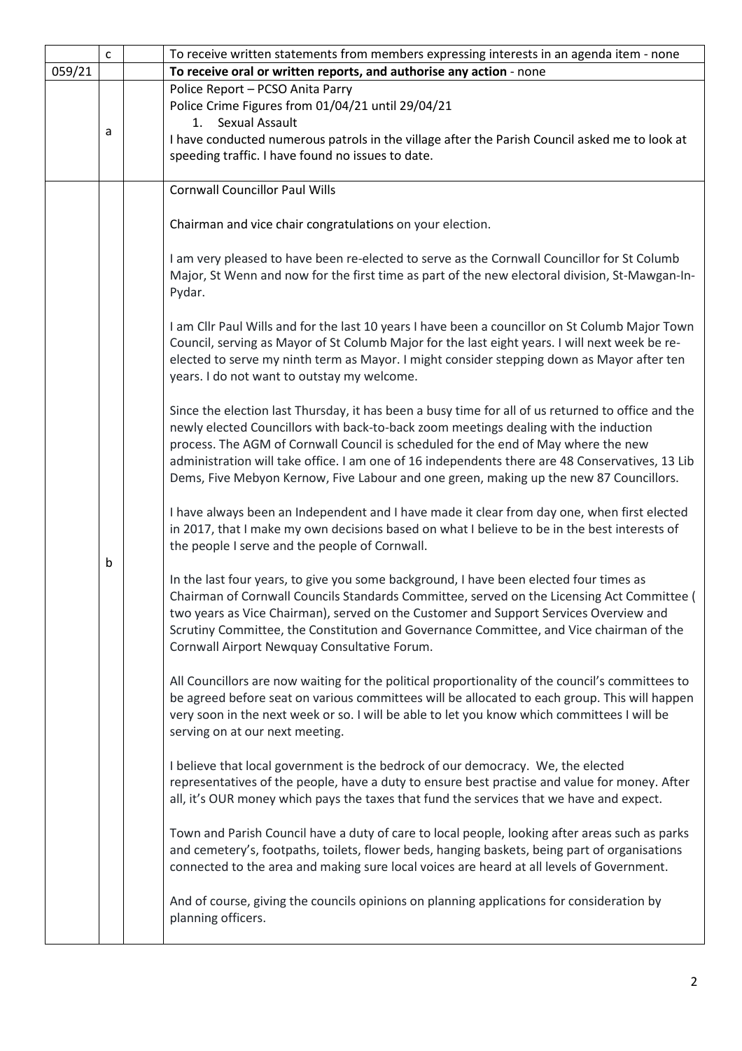| | | | |
|---|---|---|---|
| | c | | To receive written statements from members expressing interests in an agenda item - none |
| 059/21 | | | **To receive oral or written reports, and authorise any action** - none |
| | a | | Police Report – PCSO Anita Parry<br>Police Crime Figures from 01/04/21 until 29/04/21<br>1. Sexual Assault<br>I have conducted numerous patrols in the village after the Parish Council asked me to look at speeding traffic. I have found no issues to date. |
| | b | | Cornwall Councillor Paul Wills<br><br>Chairman and vice chair congratulations on your election.<br><br>I am very pleased to have been re-elected to serve as the Cornwall Councillor for St Columb Major, St Wenn and now for the first time as part of the new electoral division, St-Mawgan-In-Pydar.<br><br>I am Cllr Paul Wills and for the last 10 years I have been a councillor on St Columb Major Town Council, serving as Mayor of St Columb Major for the last eight years. I will next week be re-elected to serve my ninth term as Mayor. I might consider stepping down as Mayor after ten years. I do not want to outstay my welcome.<br><br>Since the election last Thursday, it has been a busy time for all of us returned to office and the newly elected Councillors with back-to-back zoom meetings dealing with the induction process. The AGM of Cornwall Council is scheduled for the end of May where the new administration will take office. I am one of 16 independents there are 48 Conservatives, 13 Lib Dems, Five Mebyon Kernow, Five Labour and one green, making up the new 87 Councillors.<br><br>I have always been an Independent and I have made it clear from day one, when first elected in 2017, that I make my own decisions based on what I believe to be in the best interests of the people I serve and the people of Cornwall.<br><br>In the last four years, to give you some background, I have been elected four times as Chairman of Cornwall Councils Standards Committee, served on the Licensing Act Committee ( two years as Vice Chairman), served on the Customer and Support Services Overview and Scrutiny Committee, the Constitution and Governance Committee, and Vice chairman of the Cornwall Airport Newquay Consultative Forum.<br><br>All Councillors are now waiting for the political proportionality of the council's committees to be agreed before seat on various committees will be allocated to each group. This will happen very soon in the next week or so. I will be able to let you know which committees I will be serving on at our next meeting.<br><br>I believe that local government is the bedrock of our democracy. We, the elected representatives of the people, have a duty to ensure best practise and value for money. After all, it's OUR money which pays the taxes that fund the services that we have and expect.<br><br>Town and Parish Council have a duty of care to local people, looking after areas such as parks and cemetery's, footpaths, toilets, flower beds, hanging baskets, being part of organisations connected to the area and making sure local voices are heard at all levels of Government.<br><br>And of course, giving the councils opinions on planning applications for consideration by planning officers. |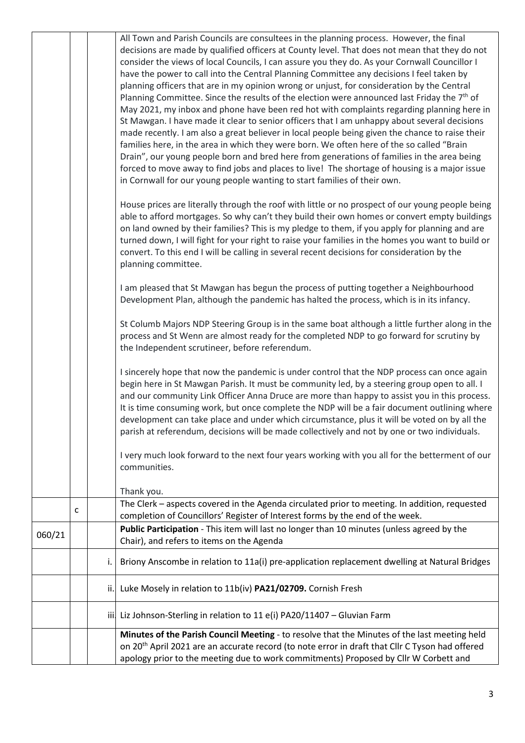| | | | |
|---|---|---|---|
| | | | All Town and Parish Councils are consultees in the planning process. However, the final decisions are made by qualified officers at County level. That does not mean that they do not consider the views of local Councils, I can assure you they do. As your Cornwall Councillor I have the power to call into the Central Planning Committee any decisions I feel taken by planning officers that are in my opinion wrong or unjust, for consideration by the Central Planning Committee. Since the results of the election were announced last Friday the 7th of May 2021, my inbox and phone have been red hot with complaints regarding planning here in St Mawgan. I have made it clear to senior officers that I am unhappy about several decisions made recently. I am also a great believer in local people being given the chance to raise their families here, in the area in which they were born. We often here of the so called "Brain Drain", our young people born and bred here from generations of families in the area being forced to move away to find jobs and places to live! The shortage of housing is a major issue in Cornwall for our young people wanting to start families of their own.<br><br>House prices are literally through the roof with little or no prospect of our young people being able to afford mortgages. So why can't they build their own homes or convert empty buildings on land owned by their families? This is my pledge to them, if you apply for planning and are turned down, I will fight for your right to raise your families in the homes you want to build or convert. To this end I will be calling in several recent decisions for consideration by the planning committee.<br><br>I am pleased that St Mawgan has begun the process of putting together a Neighbourhood Development Plan, although the pandemic has halted the process, which is in its infancy.<br><br>St Columb Majors NDP Steering Group is in the same boat although a little further along in the process and St Wenn are almost ready for the completed NDP to go forward for scrutiny by the Independent scrutineer, before referendum.<br><br>I sincerely hope that now the pandemic is under control that the NDP process can once again begin here in St Mawgan Parish. It must be community led, by a steering group open to all. I and our community Link Officer Anna Druce are more than happy to assist you in this process. It is time consuming work, but once complete the NDP will be a fair document outlining where development can take place and under which circumstance, plus it will be voted on by all the parish at referendum, decisions will be made collectively and not by one or two individuals.<br><br>I very much look forward to the next four years working with you all for the betterment of our communities.<br><br>Thank you. |
| | c | | The Clerk – aspects covered in the Agenda circulated prior to meeting. In addition, requested completion of Councillors' Register of Interest forms by the end of the week. |
| 060/21 | | | **Public Participation** - This item will last no longer than 10 minutes (unless agreed by the Chair), and refers to items on the Agenda |
| | | i. | Briony Anscombe in relation to 11a(i) pre-application replacement dwelling at Natural Bridges |
| | | ii. | Luke Mosely in relation to 11b(iv) **PA21/02709.** Cornish Fresh |
| | | iii. | Liz Johnson-Sterling in relation to 11 e(i) PA20/11407 – Gluvian Farm |
| | | | **Minutes of the Parish Council Meeting** - to resolve that the Minutes of the last meeting held on 20th April 2021 are an accurate record (to note error in draft that Cllr C Tyson had offered apology prior to the meeting due to work commitments) Proposed by Cllr W Corbett and |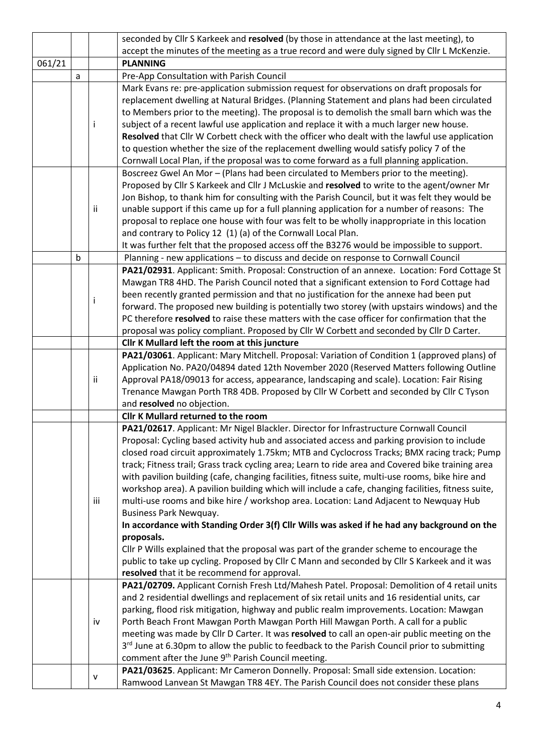| | | | |
|---|---|---|---|
| | | | seconded by Cllr S Karkeek and **resolved** (by those in attendance at the last meeting), to accept the minutes of the meeting as a true record and were duly signed by Cllr L McKenzie. |
| 061/21 | | | **PLANNING** |
| | a | | Pre-App Consultation with Parish Council |
| | | i | Mark Evans re: pre-application submission request for observations on draft proposals for replacement dwelling at Natural Bridges. (Planning Statement and plans had been circulated to Members prior to the meeting). The proposal is to demolish the small barn which was the subject of a recent lawful use application and replace it with a much larger new house. **Resolved** that Cllr W Corbett check with the officer who dealt with the lawful use application to question whether the size of the replacement dwelling would satisfy policy 7 of the Cornwall Local Plan, if the proposal was to come forward as a full planning application. |
| | | ii | Boscreez Gwel An Mor – (Plans had been circulated to Members prior to the meeting). Proposed by Cllr S Karkeek and Cllr J McLuskie and **resolved** to write to the agent/owner Mr Jon Bishop, to thank him for consulting with the Parish Council, but it was felt they would be unable support if this came up for a full planning application for a number of reasons: The proposal to replace one house with four was felt to be wholly inappropriate in this location and contrary to Policy 12 (1) (a) of the Cornwall Local Plan. It was further felt that the proposed access off the B3276 would be impossible to support. |
| | b | | Planning - new applications – to discuss and decide on response to Cornwall Council |
| | | i | **PA21/02931**. Applicant: Smith. Proposal: Construction of an annexe. Location: Ford Cottage St Mawgan TR8 4HD. The Parish Council noted that a significant extension to Ford Cottage had been recently granted permission and that no justification for the annexe had been put forward. The proposed new building is potentially two storey (with upstairs windows) and the PC therefore **resolved** to raise these matters with the case officer for confirmation that the proposal was policy compliant. Proposed by Cllr W Corbett and seconded by Cllr D Carter. |
| | | | **Cllr K Mullard left the room at this juncture** |
| | | ii | **PA21/03061**. Applicant: Mary Mitchell. Proposal: Variation of Condition 1 (approved plans) of Application No. PA20/04894 dated 12th November 2020 (Reserved Matters following Outline Approval PA18/09013 for access, appearance, landscaping and scale). Location: Fair Rising Trenance Mawgan Porth TR8 4DB. Proposed by Cllr W Corbett and seconded by Cllr C Tyson and **resolved** no objection. |
| | | | **Cllr K Mullard returned to the room** |
| | | iii | **PA21/02617**. Applicant: Mr Nigel Blackler. Director for Infrastructure Cornwall Council Proposal: Cycling based activity hub and associated access and parking provision to include closed road circuit approximately 1.75km; MTB and Cyclocross Tracks; BMX racing track; Pump track; Fitness trail; Grass track cycling area; Learn to ride area and Covered bike training area with pavilion building (cafe, changing facilities, fitness suite, multi-use rooms, bike hire and workshop area). A pavilion building which will include a cafe, changing facilities, fitness suite, multi-use rooms and bike hire / workshop area. Location: Land Adjacent to Newquay Hub Business Park Newquay. **In accordance with Standing Order 3(f) Cllr Wills was asked if he had any background on the proposals.** Cllr P Wills explained that the proposal was part of the grander scheme to encourage the public to take up cycling. Proposed by Cllr C Mann and seconded by Cllr S Karkeek and it was **resolved** that it be recommend for approval. |
| | | iv | **PA21/02709.** Applicant Cornish Fresh Ltd/Mahesh Patel. Proposal: Demolition of 4 retail units and 2 residential dwellings and replacement of six retail units and 16 residential units, car parking, flood risk mitigation, highway and public realm improvements. Location: Mawgan Porth Beach Front Mawgan Porth Mawgan Porth Hill Mawgan Porth. A call for a public meeting was made by Cllr D Carter. It was **resolved** to call an open-air public meeting on the 3rd June at 6.30pm to allow the public to feedback to the Parish Council prior to submitting comment after the June 9th Parish Council meeting. |
| | | v | **PA21/03625**. Applicant: Mr Cameron Donnelly. Proposal: Small side extension. Location: Ramwood Lanvean St Mawgan TR8 4EY. The Parish Council does not consider these plans |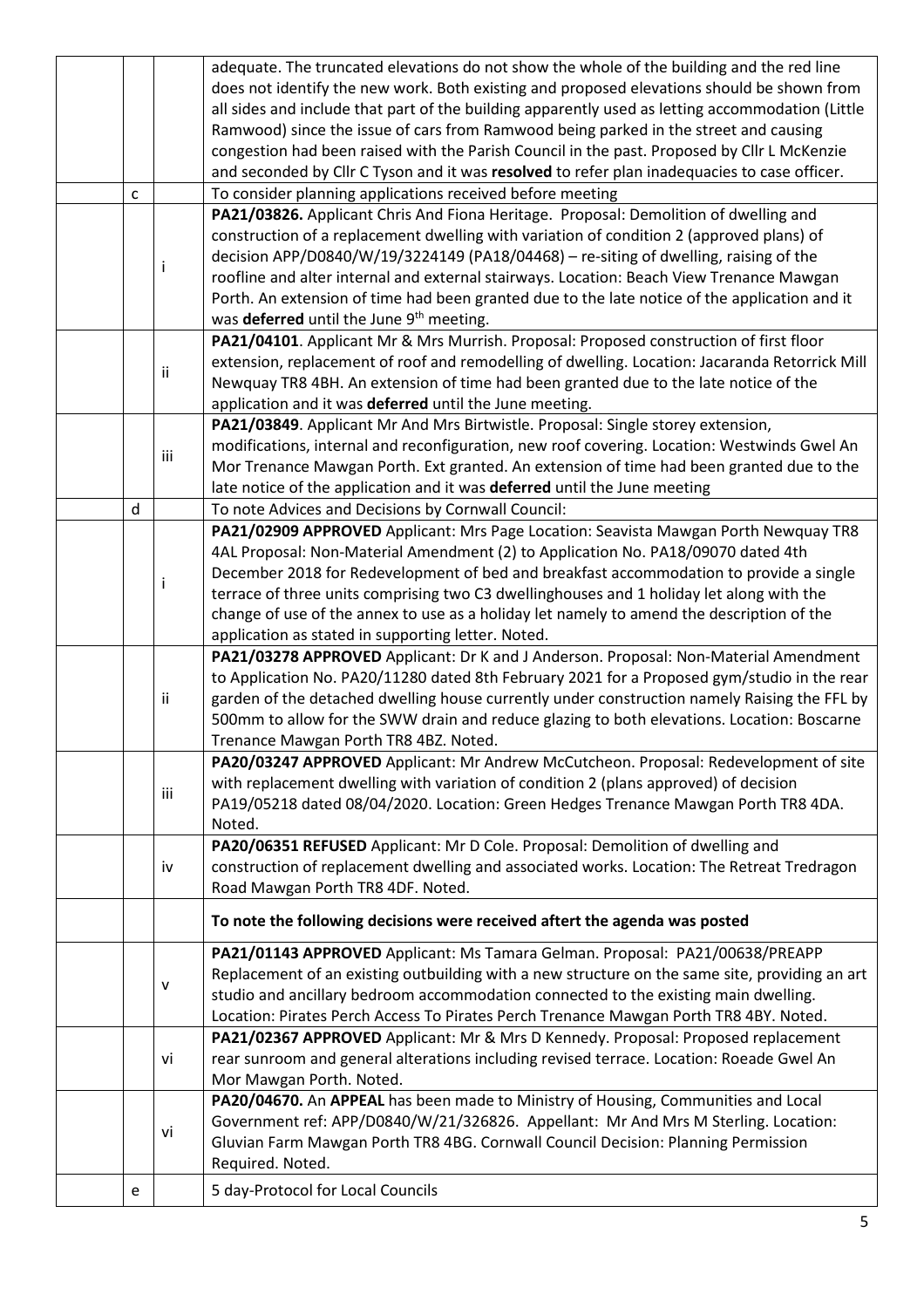| | | |
|---|---|---|
| | | adequate. The truncated elevations do not show the whole of the building and the red line does not identify the new work. Both existing and proposed elevations should be shown from all sides and include that part of the building apparently used as letting accommodation (Little Ramwood) since the issue of cars from Ramwood being parked in the street and causing congestion had been raised with the Parish Council in the past. Proposed by Cllr L McKenzie and seconded by Cllr C Tyson and it was **resolved** to refer plan inadequacies to case officer. |
| c | | To consider planning applications received before meeting |
| | i | **PA21/03826.** Applicant Chris And Fiona Heritage. Proposal: Demolition of dwelling and construction of a replacement dwelling with variation of condition 2 (approved plans) of decision APP/D0840/W/19/3224149 (PA18/04468) – re-siting of dwelling, raising of the roofline and alter internal and external stairways. Location: Beach View Trenance Mawgan Porth. An extension of time had been granted due to the late notice of the application and it was **deferred** until the June 9th meeting. |
| | ii | **PA21/04101**. Applicant Mr & Mrs Murrish. Proposal: Proposed construction of first floor extension, replacement of roof and remodelling of dwelling. Location: Jacaranda Retorrick Mill Newquay TR8 4BH. An extension of time had been granted due to the late notice of the application and it was **deferred** until the June meeting. |
| | iii | **PA21/03849**. Applicant Mr And Mrs Birtwistle. Proposal: Single storey extension, modifications, internal and reconfiguration, new roof covering. Location: Westwinds Gwel An Mor Trenance Mawgan Porth. Ext granted. An extension of time had been granted due to the late notice of the application and it was **deferred** until the June meeting |
| d | | To note Advices and Decisions by Cornwall Council: |
| | i | **PA21/02909 APPROVED** Applicant: Mrs Page Location: Seavista Mawgan Porth Newquay TR8 4AL Proposal: Non-Material Amendment (2) to Application No. PA18/09070 dated 4th December 2018 for Redevelopment of bed and breakfast accommodation to provide a single terrace of three units comprising two C3 dwellinghouses and 1 holiday let along with the change of use of the annex to use as a holiday let namely to amend the description of the application as stated in supporting letter. Noted. |
| | ii | **PA21/03278 APPROVED** Applicant: Dr K and J Anderson. Proposal: Non-Material Amendment to Application No. PA20/11280 dated 8th February 2021 for a Proposed gym/studio in the rear garden of the detached dwelling house currently under construction namely Raising the FFL by 500mm to allow for the SWW drain and reduce glazing to both elevations. Location: Boscarne Trenance Mawgan Porth TR8 4BZ. Noted. |
| | iii | **PA20/03247 APPROVED** Applicant: Mr Andrew McCutcheon. Proposal: Redevelopment of site with replacement dwelling with variation of condition 2 (plans approved) of decision PA19/05218 dated 08/04/2020. Location: Green Hedges Trenance Mawgan Porth TR8 4DA. Noted. |
| | iv | **PA20/06351 REFUSED** Applicant: Mr D Cole. Proposal: Demolition of dwelling and construction of replacement dwelling and associated works. Location: The Retreat Tredragon Road Mawgan Porth TR8 4DF. Noted. |
| | | **To note the following decisions were received aftert the agenda was posted** |
| | v | **PA21/01143 APPROVED** Applicant: Ms Tamara Gelman. Proposal: PA21/00638/PREAPP Replacement of an existing outbuilding with a new structure on the same site, providing an art studio and ancillary bedroom accommodation connected to the existing main dwelling. Location: Pirates Perch Access To Pirates Perch Trenance Mawgan Porth TR8 4BY. Noted. |
| | vi | **PA21/02367 APPROVED** Applicant: Mr & Mrs D Kennedy. Proposal: Proposed replacement rear sunroom and general alterations including revised terrace. Location: Roeade Gwel An Mor Mawgan Porth. Noted. |
| | vi | **PA20/04670.** An **APPEAL** has been made to Ministry of Housing, Communities and Local Government ref: APP/D0840/W/21/326826. Appellant: Mr And Mrs M Sterling. Location: Gluvian Farm Mawgan Porth TR8 4BG. Cornwall Council Decision: Planning Permission Required. Noted. |
| e | | 5 day-Protocol for Local Councils |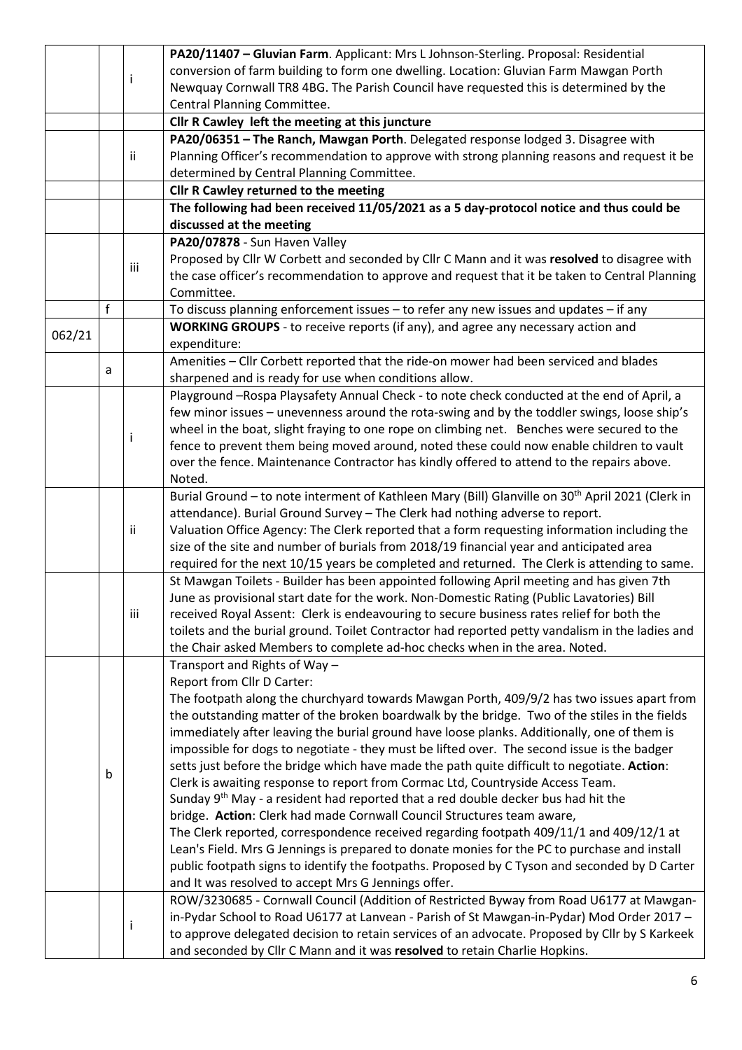| | | | |
|---|---|---|---|
| | | i | **PA20/11407 – Gluvian Farm**. Applicant: Mrs L Johnson-Sterling. Proposal: Residential conversion of farm building to form one dwelling. Location: Gluvian Farm Mawgan Porth Newquay Cornwall TR8 4BG. The Parish Council have requested this is determined by the Central Planning Committee. |
| | | | **Cllr R Cawley left the meeting at this juncture** |
| | | ii | **PA20/06351 – The Ranch, Mawgan Porth**. Delegated response lodged 3. Disagree with Planning Officer's recommendation to approve with strong planning reasons and request it be determined by Central Planning Committee. |
| | | | **Cllr R Cawley returned to the meeting** |
| | | | **The following had been received 11/05/2021 as a 5 day-protocol notice and thus could be discussed at the meeting** |
| | | iii | **PA20/07878** - Sun Haven Valley<br>Proposed by Cllr W Corbett and seconded by Cllr C Mann and it was **resolved** to disagree with the case officer's recommendation to approve and request that it be taken to Central Planning Committee. |
| | f | | To discuss planning enforcement issues – to refer any new issues and updates – if any |
| 062/21 | | | **WORKING GROUPS** - to receive reports (if any), and agree any necessary action and expenditure: |
| | a | | Amenities – Cllr Corbett reported that the ride-on mower had been serviced and blades sharpened and is ready for use when conditions allow. |
| | | i | Playground –Rospa Playsafety Annual Check - to note check conducted at the end of April, a few minor issues – unevenness around the rota-swing and by the toddler swings, loose ship's wheel in the boat, slight fraying to one rope on climbing net. Benches were secured to the fence to prevent them being moved around, noted these could now enable children to vault over the fence. Maintenance Contractor has kindly offered to attend to the repairs above. Noted. |
| | | ii | Burial Ground – to note interment of Kathleen Mary (Bill) Glanville on 30th April 2021 (Clerk in attendance). Burial Ground Survey – The Clerk had nothing adverse to report.<br>Valuation Office Agency: The Clerk reported that a form requesting information including the size of the site and number of burials from 2018/19 financial year and anticipated area required for the next 10/15 years be completed and returned. The Clerk is attending to same. |
| | | iii | St Mawgan Toilets - Builder has been appointed following April meeting and has given 7th June as provisional start date for the work. Non-Domestic Rating (Public Lavatories) Bill received Royal Assent: Clerk is endeavouring to secure business rates relief for both the toilets and the burial ground. Toilet Contractor had reported petty vandalism in the ladies and the Chair asked Members to complete ad-hoc checks when in the area. Noted. |
| | b | | Transport and Rights of Way –<br>Report from Cllr D Carter:<br>The footpath along the churchyard towards Mawgan Porth, 409/9/2 has two issues apart from the outstanding matter of the broken boardwalk by the bridge. Two of the stiles in the fields immediately after leaving the burial ground have loose planks. Additionally, one of them is impossible for dogs to negotiate - they must be lifted over. The second issue is the badger setts just before the bridge which have made the path quite difficult to negotiate. **Action**: Clerk is awaiting response to report from Cormac Ltd, Countryside Access Team.<br>Sunday 9th May - a resident had reported that a red double decker bus had hit the bridge. **Action**: Clerk had made Cornwall Council Structures team aware,<br>The Clerk reported, correspondence received regarding footpath 409/11/1 and 409/12/1 at Lean's Field. Mrs G Jennings is prepared to donate monies for the PC to purchase and install public footpath signs to identify the footpaths. Proposed by C Tyson and seconded by D Carter and It was resolved to accept Mrs G Jennings offer. |
| | | i | ROW/3230685 - Cornwall Council (Addition of Restricted Byway from Road U6177 at Mawgan-in-Pydar School to Road U6177 at Lanvean - Parish of St Mawgan-in-Pydar) Mod Order 2017 – to approve delegated decision to retain services of an advocate. Proposed by Cllr by S Karkeek and seconded by Cllr C Mann and it was **resolved** to retain Charlie Hopkins. |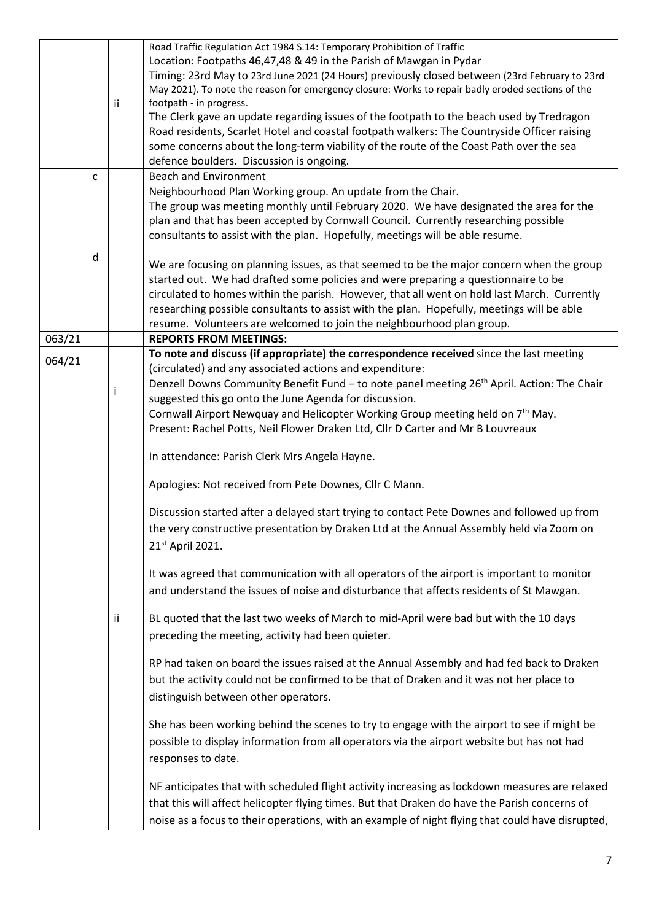| | | | |
|---|---|---|---|
| | | ii | Road Traffic Regulation Act 1984 S.14: Temporary Prohibition of Traffic<br>Location: Footpaths 46,47,48 & 49 in the Parish of Mawgan in Pydar<br>Timing: 23rd May to 23rd June 2021 (24 Hours) previously closed between (23rd February to 23rd May 2021). To note the reason for emergency closure: Works to repair badly eroded sections of the footpath - in progress.<br>The Clerk gave an update regarding issues of the footpath to the beach used by Tredragon Road residents, Scarlet Hotel and coastal footpath walkers: The Countryside Officer raising some concerns about the long-term viability of the route of the Coast Path over the sea defence boulders. Discussion is ongoing. |
| | c | | Beach and Environment |
| | d | | Neighbourhood Plan Working group. An update from the Chair.<br>The group was meeting monthly until February 2020. We have designated the area for the plan and that has been accepted by Cornwall Council. Currently researching possible consultants to assist with the plan. Hopefully, meetings will be able resume.<br><br>We are focusing on planning issues, as that seemed to be the major concern when the group started out. We had drafted some policies and were preparing a questionnaire to be circulated to homes within the parish. However, that all went on hold last March. Currently researching possible consultants to assist with the plan. Hopefully, meetings will be able resume. Volunteers are welcomed to join the neighbourhood plan group. |
| 063/21 | | | **REPORTS FROM MEETINGS:** |
| 064/21 | | | **To note and discuss (if appropriate) the correspondence received** since the last meeting (circulated) and any associated actions and expenditure: |
| | | i | Denzell Downs Community Benefit Fund – to note panel meeting 26th April. Action: The Chair suggested this go onto the June Agenda for discussion. |
| | | ii | Cornwall Airport Newquay and Helicopter Working Group meeting held on 7th May.<br>Present: Rachel Potts, Neil Flower Draken Ltd, Cllr D Carter and Mr B Louvreaux<br><br>In attendance: Parish Clerk Mrs Angela Hayne.<br><br>Apologies: Not received from Pete Downes, Cllr C Mann.<br><br>Discussion started after a delayed start trying to contact Pete Downes and followed up from the very constructive presentation by Draken Ltd at the Annual Assembly held via Zoom on 21st April 2021.<br><br>It was agreed that communication with all operators of the airport is important to monitor and understand the issues of noise and disturbance that affects residents of St Mawgan.<br><br>BL quoted that the last two weeks of March to mid-April were bad but with the 10 days preceding the meeting, activity had been quieter.<br><br>RP had taken on board the issues raised at the Annual Assembly and had fed back to Draken but the activity could not be confirmed to be that of Draken and it was not her place to distinguish between other operators.<br><br>She has been working behind the scenes to try to engage with the airport to see if might be possible to display information from all operators via the airport website but has not had responses to date.<br><br>NF anticipates that with scheduled flight activity increasing as lockdown measures are relaxed that this will affect helicopter flying times. But that Draken do have the Parish concerns of noise as a focus to their operations, with an example of night flying that could have disrupted, |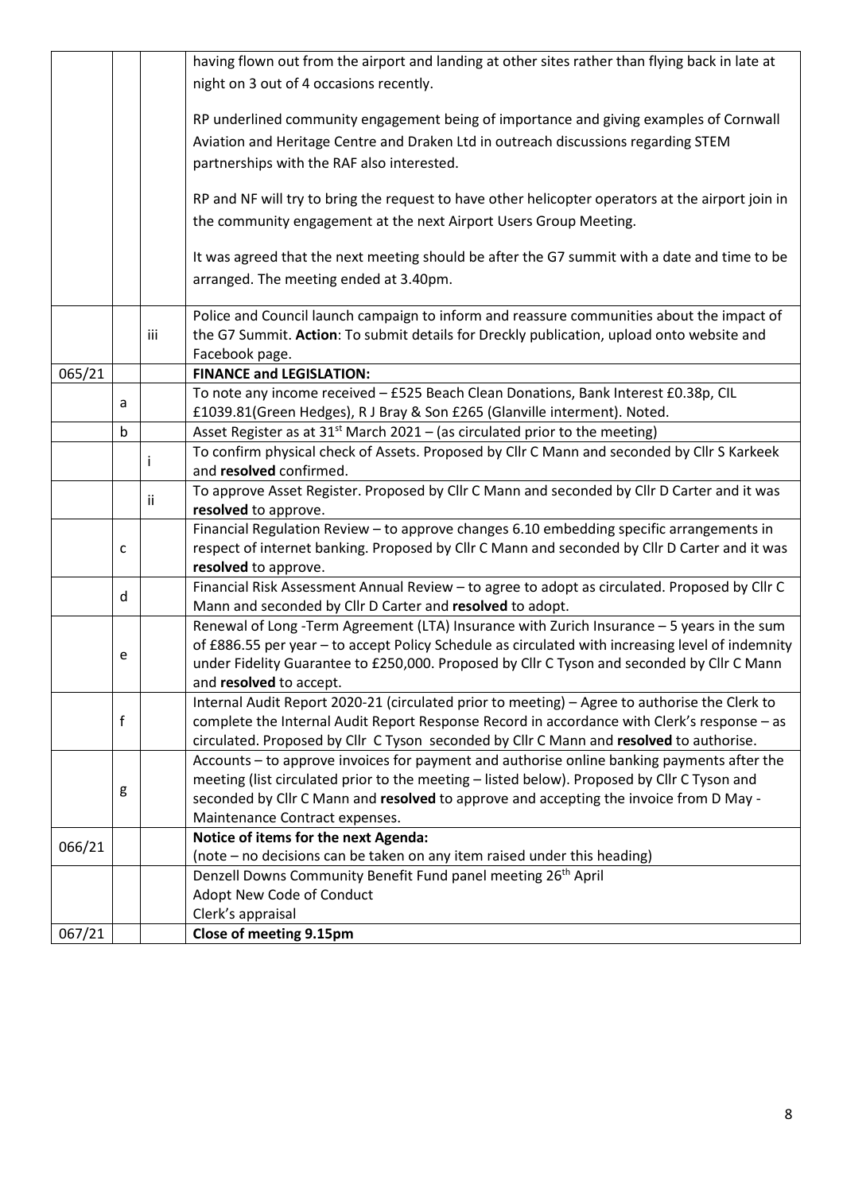| | | | |
|---|---|---|---|
| | | | having flown out from the airport and landing at other sites rather than flying back in late at night on 3 out of 4 occasions recently.<br><br>RP underlined community engagement being of importance and giving examples of Cornwall Aviation and Heritage Centre and Draken Ltd in outreach discussions regarding STEM partnerships with the RAF also interested.<br><br>RP and NF will try to bring the request to have other helicopter operators at the airport join in the community engagement at the next Airport Users Group Meeting.<br><br>It was agreed that the next meeting should be after the G7 summit with a date and time to be arranged. The meeting ended at 3.40pm. |
| | | iii | Police and Council launch campaign to inform and reassure communities about the impact of the G7 Summit. **Action**: To submit details for Dreckly publication, upload onto website and Facebook page. |
| 065/21 | | | **FINANCE and LEGISLATION:** |
| | a | | To note any income received – £525 Beach Clean Donations, Bank Interest £0.38p, CIL £1039.81(Green Hedges), R J Bray & Son £265 (Glanville interment). Noted. |
| | b | | Asset Register as at 31st March 2021 – (as circulated prior to the meeting) |
| | | i | To confirm physical check of Assets. Proposed by Cllr C Mann and seconded by Cllr S Karkeek and **resolved** confirmed. |
| | | ii | To approve Asset Register. Proposed by Cllr C Mann and seconded by Cllr D Carter and it was **resolved** to approve. |
| | c | | Financial Regulation Review – to approve changes 6.10 embedding specific arrangements in respect of internet banking. Proposed by Cllr C Mann and seconded by Cllr D Carter and it was **resolved** to approve. |
| | d | | Financial Risk Assessment Annual Review – to agree to adopt as circulated. Proposed by Cllr C Mann and seconded by Cllr D Carter and **resolved** to adopt. |
| | e | | Renewal of Long -Term Agreement (LTA) Insurance with Zurich Insurance – 5 years in the sum of £886.55 per year – to accept Policy Schedule as circulated with increasing level of indemnity under Fidelity Guarantee to £250,000. Proposed by Cllr C Tyson and seconded by Cllr C Mann and **resolved** to accept. |
| | f | | Internal Audit Report 2020-21 (circulated prior to meeting) – Agree to authorise the Clerk to complete the Internal Audit Report Response Record in accordance with Clerk's response – as circulated. Proposed by Cllr C Tyson seconded by Cllr C Mann and **resolved** to authorise. |
| | g | | Accounts – to approve invoices for payment and authorise online banking payments after the meeting (list circulated prior to the meeting – listed below). Proposed by Cllr C Tyson and seconded by Cllr C Mann and **resolved** to approve and accepting the invoice from D May - Maintenance Contract expenses. |
| 066/21 | | | **Notice of items for the next Agenda:**<br>(note – no decisions can be taken on any item raised under this heading) |
| | | | Denzell Downs Community Benefit Fund panel meeting 26th April<br>Adopt New Code of Conduct<br>Clerk's appraisal |
| 067/21 | | | **Close of meeting 9.15pm** |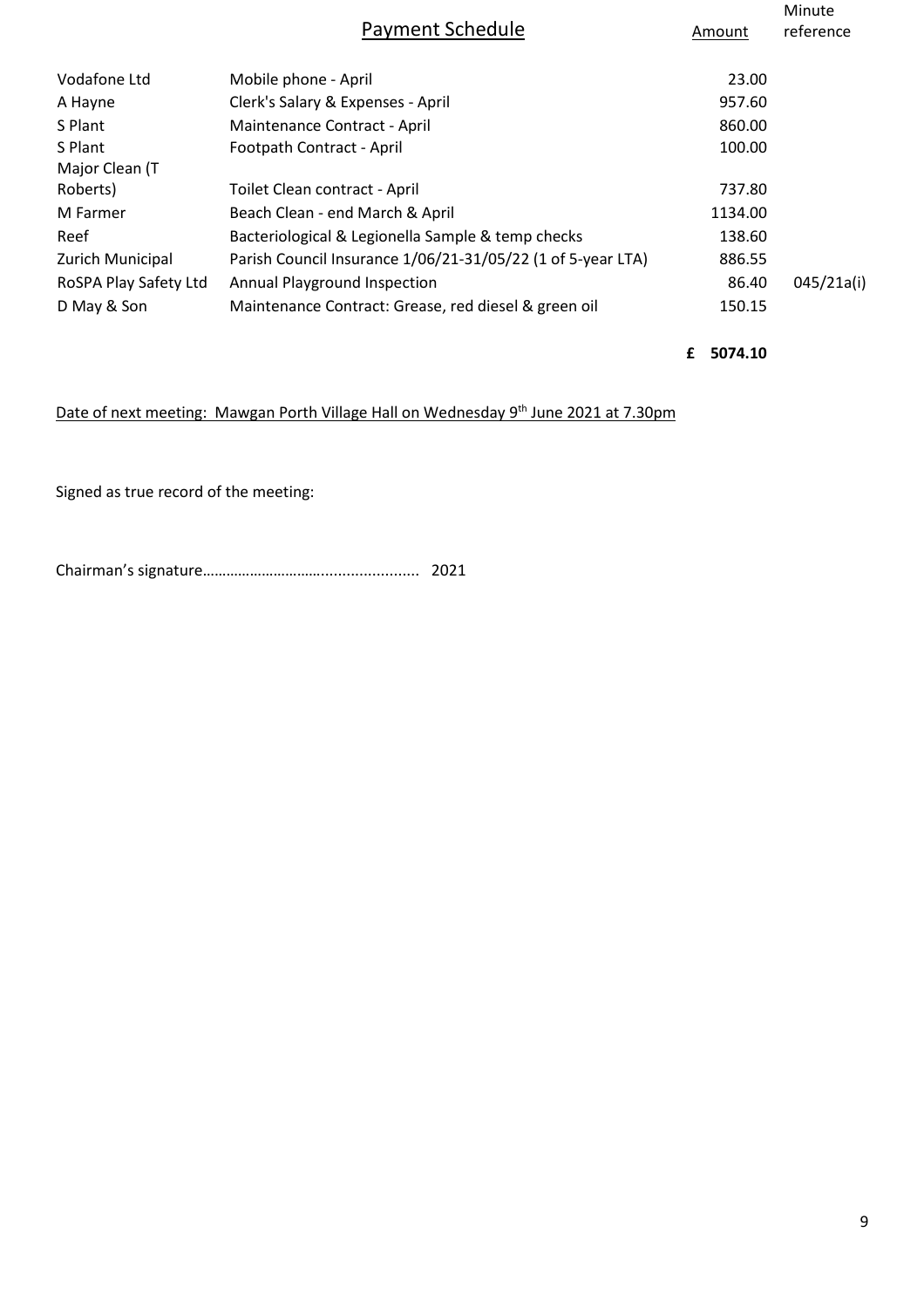## Payment Schedule

| | | Amount | Minute reference |
|---|---|---|---|
| Vodafone Ltd | Mobile phone - April | 23.00 | |
| A Hayne | Clerk's Salary & Expenses - April | 957.60 | |
| S Plant | Maintenance Contract - April | 860.00 | |
| S Plant | Footpath Contract - April | 100.00 | |
| Major Clean (T Roberts) | Toilet Clean contract - April | 737.80 | |
| M Farmer | Beach Clean - end March & April | 1134.00 | |
| Reef | Bacteriological & Legionella Sample & temp checks | 138.60 | |
| Zurich Municipal | Parish Council Insurance 1/06/21-31/05/22 (1 of 5-year LTA) | 886.55 | |
| RoSPA Play Safety Ltd | Annual Playground Inspection | 86.40 | 045/21a(i) |
| D May & Son | Maintenance Contract: Grease, red diesel & green oil | 150.15 | |
| | | **£ 5074.10** | |

Date of next meeting: Mawgan Porth Village Hall on Wednesday 9th June 2021 at 7.30pm

Signed as true record of the meeting:

Chairman's signature……………………….................... 2021